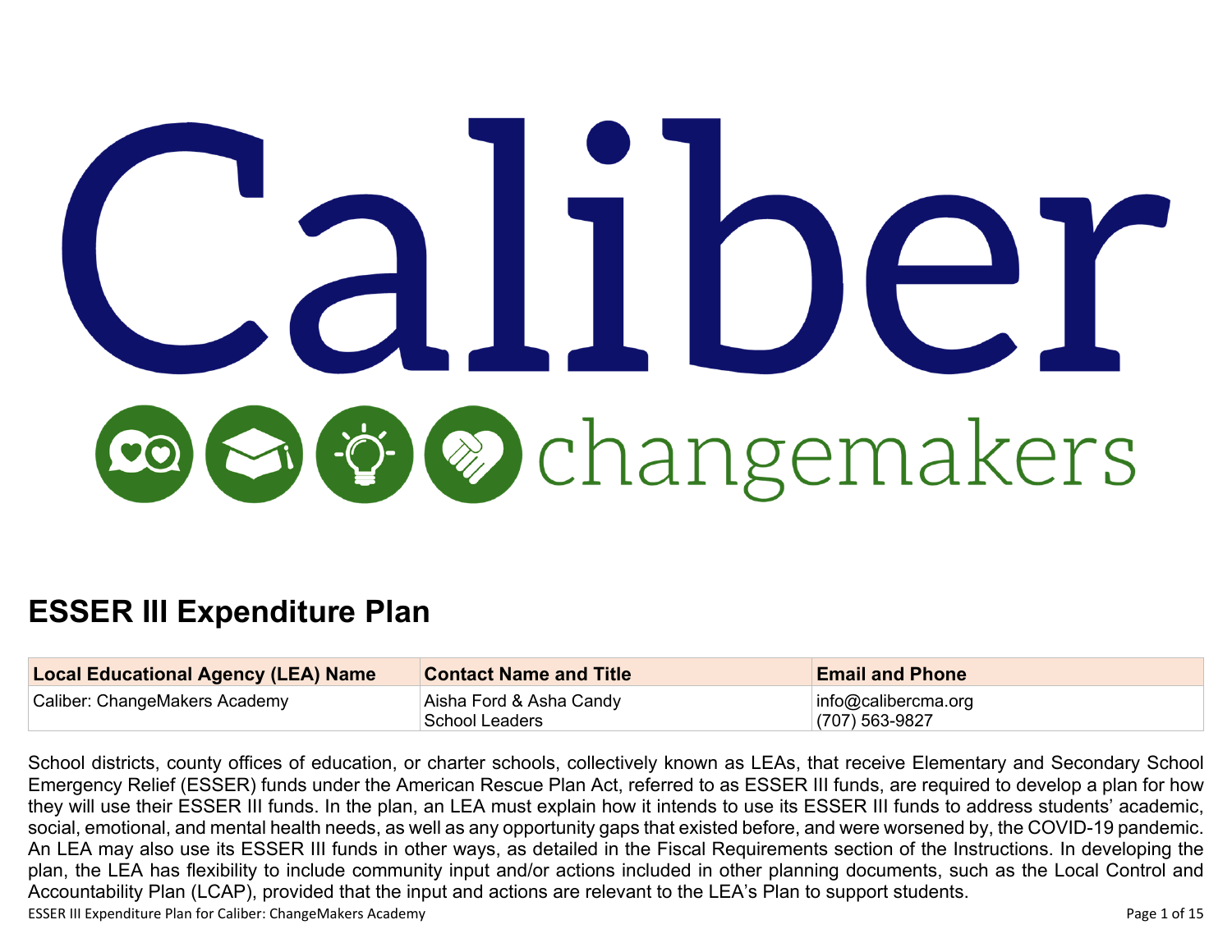# ESSER III Expenditure Plan

| Local Educational Agency (LEA) Name | Contact Name and Title | Email and Phone |
|---|---|---|
| Caliber: ChangeMakers Academy | Aisha Ford & Asha Candy<br>School Leaders | info@calibercma.org<br>(707) 563-9827 |

School districts, county offices of education, or charter schools, collectively known as LEAs, that receive Elementary and Secondary School Emergency Relief (ESSER) funds under the American Rescue Plan Act, referred to as ESSER III funds, are required to develop a plan for how they will use their ESSER III funds. In the plan, an LEA must explain how it intends to use its ESSER III funds to address students' academic, social, emotional, and mental health needs, as well as any opportunity gaps that existed before, and were worsened by, the COVID-19 pandemic. An LEA may also use its ESSER III funds in other ways, as detailed in the Fiscal Requirements section of the Instructions. In developing the plan, the LEA has flexibility to include community input and/or actions included in other planning documents, such as the Local Control and Accountability Plan (LCAP), provided that the input and actions are relevant to the LEA's Plan to support students.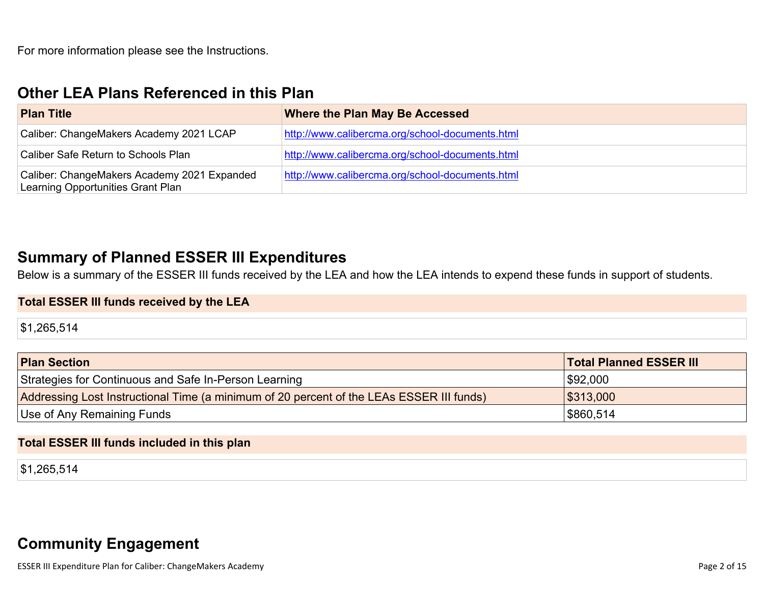For more information please see the Instructions.

## Other LEA Plans Referenced in this Plan

| Plan Title | Where the Plan May Be Accessed |
| --- | --- |
| Caliber: ChangeMakers Academy 2021 LCAP | http://www.calibercma.org/school-documents.html |
| Caliber Safe Return to Schools Plan | http://www.calibercma.org/school-documents.html |
| Caliber: ChangeMakers Academy 2021 Expanded Learning Opportunities Grant Plan | http://www.calibercma.org/school-documents.html |

## Summary of Planned ESSER III Expenditures

Below is a summary of the ESSER III funds received by the LEA and how the LEA intends to expend these funds in support of students.

**Total ESSER III funds received by the LEA**

$1,265,514

| Plan Section | Total Planned ESSER III |
| --- | --- |
| Strategies for Continuous and Safe In-Person Learning | $92,000 |
| Addressing Lost Instructional Time (a minimum of 20 percent of the LEAs ESSER III funds) | $313,000 |
| Use of Any Remaining Funds | $860,514 |

**Total ESSER III funds included in this plan**

$1,265,514

## Community Engagement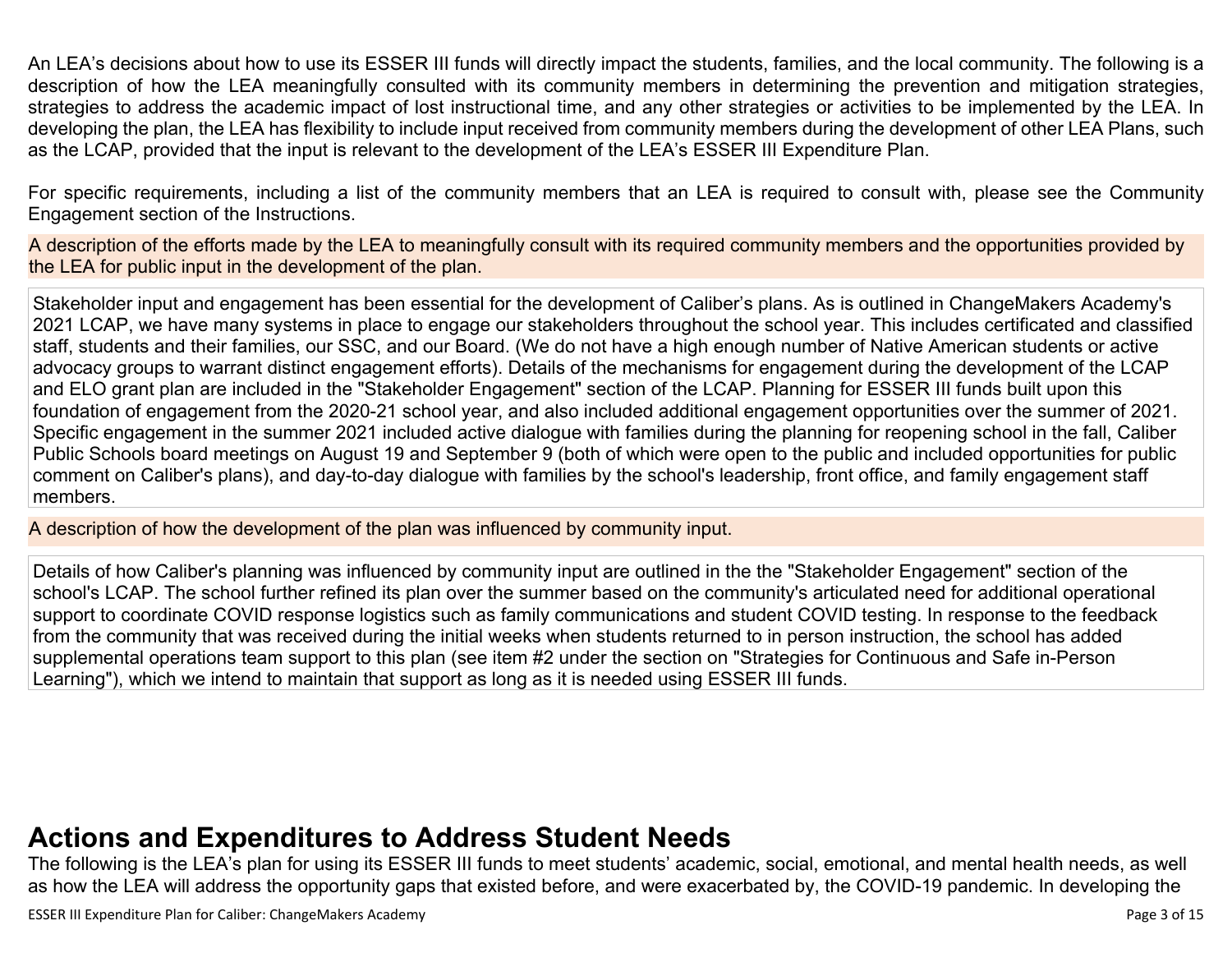An LEA's decisions about how to use its ESSER III funds will directly impact the students, families, and the local community. The following is a description of how the LEA meaningfully consulted with its community members in determining the prevention and mitigation strategies, strategies to address the academic impact of lost instructional time, and any other strategies or activities to be implemented by the LEA. In developing the plan, the LEA has flexibility to include input received from community members during the development of other LEA Plans, such as the LCAP, provided that the input is relevant to the development of the LEA's ESSER III Expenditure Plan.

For specific requirements, including a list of the community members that an LEA is required to consult with, please see the Community Engagement section of the Instructions.

| A description of the efforts made by the LEA to meaningfully consult with its required community members and the opportunities provided by the LEA for public input in the development of the plan. |
| --- |
| Stakeholder input and engagement has been essential for the development of Caliber's plans. As is outlined in ChangeMakers Academy's 2021 LCAP, we have many systems in place to engage our stakeholders throughout the school year. This includes certificated and classified staff, students and their families, our SSC, and our Board. (We do not have a high enough number of Native American students or active advocacy groups to warrant distinct engagement efforts). Details of the mechanisms for engagement during the development of the LCAP and ELO grant plan are included in the "Stakeholder Engagement" section of the LCAP. Planning for ESSER III funds built upon this foundation of engagement from the 2020-21 school year, and also included additional engagement opportunities over the summer of 2021. Specific engagement in the summer 2021 included active dialogue with families during the planning for reopening school in the fall, Caliber Public Schools board meetings on August 19 and September 9 (both of which were open to the public and included opportunities for public comment on Caliber's plans), and day-to-day dialogue with families by the school's leadership, front office, and family engagement staff members. |

| A description of how the development of the plan was influenced by community input. |
| --- |
| Details of how Caliber's planning was influenced by community input are outlined in the the "Stakeholder Engagement" section of the school's LCAP. The school further refined its plan over the summer based on the community's articulated need for additional operational support to coordinate COVID response logistics such as family communications and student COVID testing. In response to the feedback from the community that was received during the initial weeks when students returned to in person instruction, the school has added supplemental operations team support to this plan (see item #2 under the section on "Strategies for Continuous and Safe in-Person Learning"), which we intend to maintain that support as long as it is needed using ESSER III funds. |

# Actions and Expenditures to Address Student Needs

The following is the LEA's plan for using its ESSER III funds to meet students' academic, social, emotional, and mental health needs, as well as how the LEA will address the opportunity gaps that existed before, and were exacerbated by, the COVID-19 pandemic. In developing the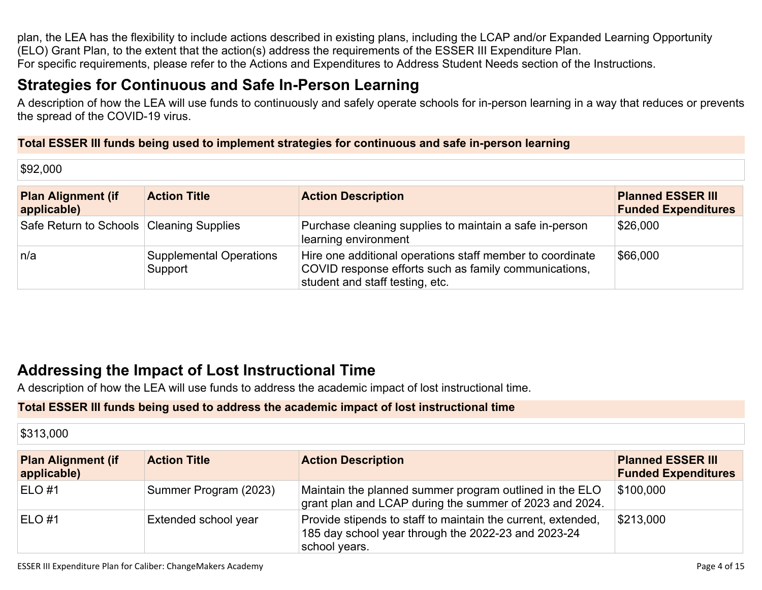plan, the LEA has the flexibility to include actions described in existing plans, including the LCAP and/or Expanded Learning Opportunity (ELO) Grant Plan, to the extent that the action(s) address the requirements of the ESSER III Expenditure Plan.
For specific requirements, please refer to the Actions and Expenditures to Address Student Needs section of the Instructions.

## Strategies for Continuous and Safe In-Person Learning

A description of how the LEA will use funds to continuously and safely operate schools for in-person learning in a way that reduces or prevents the spread of the COVID-19 virus.

**Total ESSER III funds being used to implement strategies for continuous and safe in-person learning**

$92,000

| Plan Alignment (if applicable) | Action Title | Action Description | Planned ESSER III Funded Expenditures |
|---|---|---|---|
| Safe Return to Schools | Cleaning Supplies | Purchase cleaning supplies to maintain a safe in-person learning environment | $26,000 |
| n/a | Supplemental Operations Support | Hire one additional operations staff member to coordinate COVID response efforts such as family communications, student and staff testing, etc. | $66,000 |

## Addressing the Impact of Lost Instructional Time

A description of how the LEA will use funds to address the academic impact of lost instructional time.

**Total ESSER III funds being used to address the academic impact of lost instructional time**

$313,000

| Plan Alignment (if applicable) | Action Title | Action Description | Planned ESSER III Funded Expenditures |
|---|---|---|---|
| ELO #1 | Summer Program (2023) | Maintain the planned summer program outlined in the ELO grant plan and LCAP during the summer of 2023 and 2024. | $100,000 |
| ELO #1 | Extended school year | Provide stipends to staff to maintain the current, extended, 185 day school year through the 2022-23 and 2023-24 school years. | $213,000 |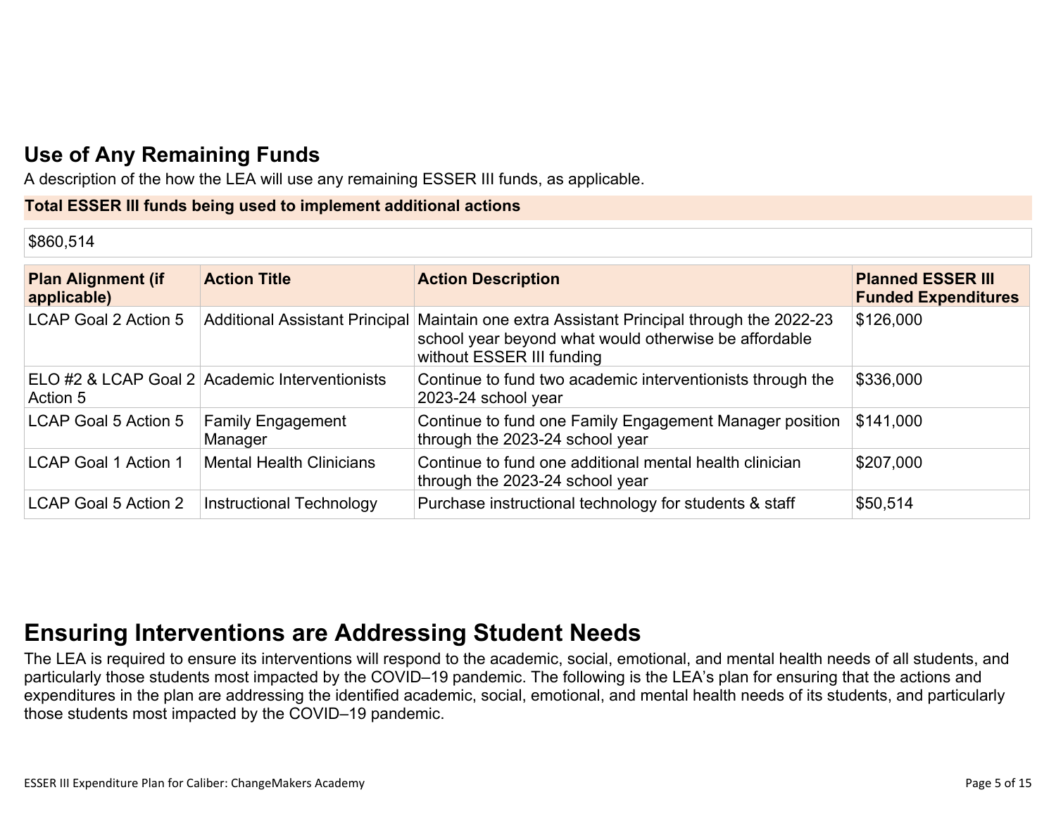## Use of Any Remaining Funds

A description of the how the LEA will use any remaining ESSER III funds, as applicable.

| Total ESSER III funds being used to implement additional actions |
|---|
| $860,514 |

| Plan Alignment (if applicable) | Action Title | Action Description | Planned ESSER III Funded Expenditures |
|---|---|---|---|
| LCAP Goal 2 Action 5 | Additional Assistant Principal | Maintain one extra Assistant Principal through the 2022-23 school year beyond what would otherwise be affordable without ESSER III funding | $126,000 |
| ELO #2 & LCAP Goal 2 Action 5 | Academic Interventionists | Continue to fund two academic interventionists through the 2023-24 school year | $336,000 |
| LCAP Goal 5 Action 5 | Family Engagement Manager | Continue to fund one Family Engagement Manager position through the 2023-24 school year | $141,000 |
| LCAP Goal 1 Action 1 | Mental Health Clinicians | Continue to fund one additional mental health clinician through the 2023-24 school year | $207,000 |
| LCAP Goal 5 Action 2 | Instructional Technology | Purchase instructional technology for students & staff | $50,514 |

# Ensuring Interventions are Addressing Student Needs

The LEA is required to ensure its interventions will respond to the academic, social, emotional, and mental health needs of all students, and particularly those students most impacted by the COVID–19 pandemic. The following is the LEA's plan for ensuring that the actions and expenditures in the plan are addressing the identified academic, social, emotional, and mental health needs of its students, and particularly those students most impacted by the COVID–19 pandemic.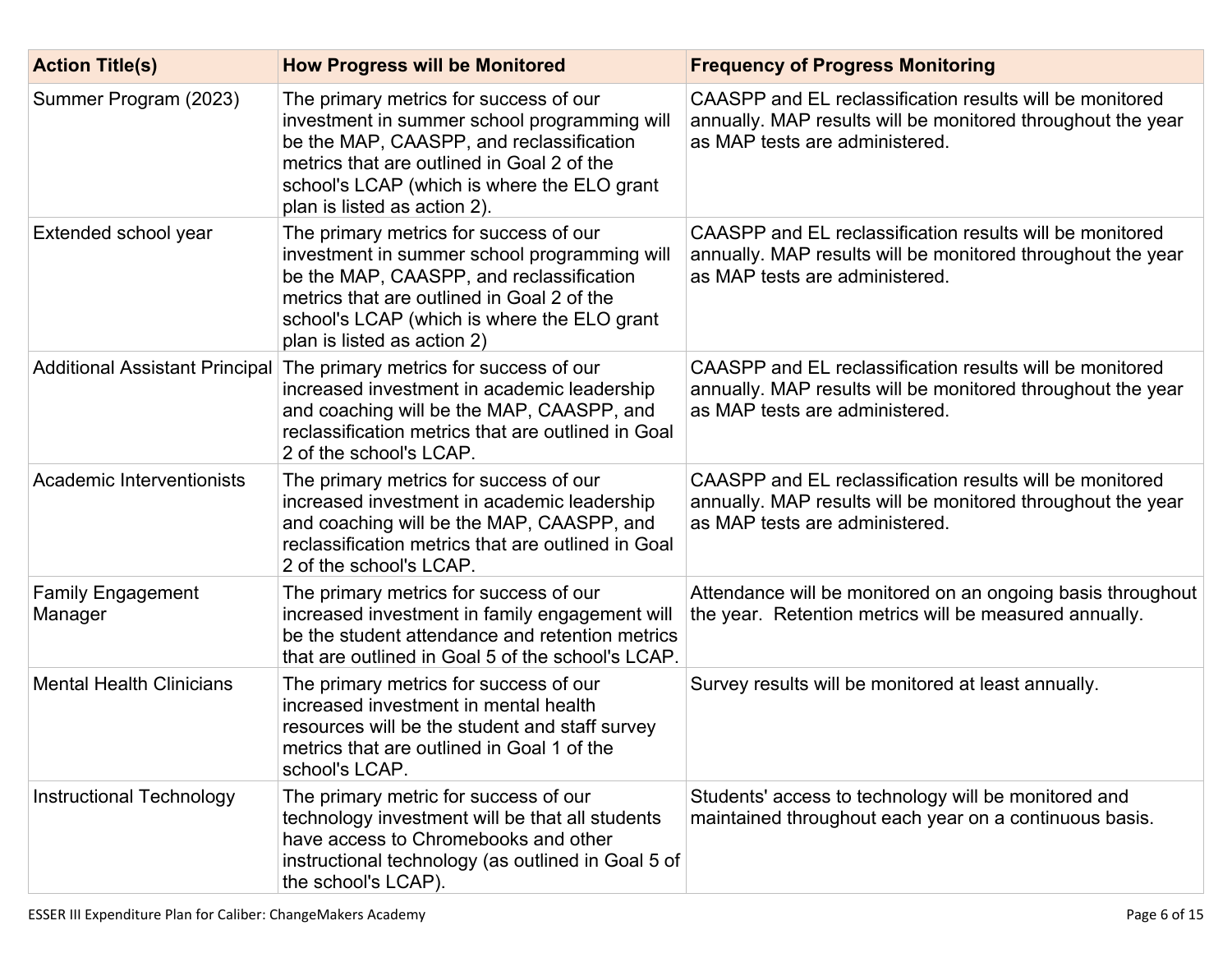| Action Title(s) | How Progress will be Monitored | Frequency of Progress Monitoring |
|---|---|---|
| Summer Program (2023) | The primary metrics for success of our investment in summer school programming will be the MAP, CAASPP, and reclassification metrics that are outlined in Goal 2 of the school's LCAP (which is where the ELO grant plan is listed as action 2). | CAASPP and EL reclassification results will be monitored annually. MAP results will be monitored throughout the year as MAP tests are administered. |
| Extended school year | The primary metrics for success of our investment in summer school programming will be the MAP, CAASPP, and reclassification metrics that are outlined in Goal 2 of the school's LCAP (which is where the ELO grant plan is listed as action 2) | CAASPP and EL reclassification results will be monitored annually. MAP results will be monitored throughout the year as MAP tests are administered. |
| Additional Assistant Principal | The primary metrics for success of our increased investment in academic leadership and coaching will be the MAP, CAASPP, and reclassification metrics that are outlined in Goal 2 of the school's LCAP. | CAASPP and EL reclassification results will be monitored annually. MAP results will be monitored throughout the year as MAP tests are administered. |
| Academic Interventionists | The primary metrics for success of our increased investment in academic leadership and coaching will be the MAP, CAASPP, and reclassification metrics that are outlined in Goal 2 of the school's LCAP. | CAASPP and EL reclassification results will be monitored annually. MAP results will be monitored throughout the year as MAP tests are administered. |
| Family Engagement Manager | The primary metrics for success of our increased investment in family engagement will be the student attendance and retention metrics that are outlined in Goal 5 of the school's LCAP. | Attendance will be monitored on an ongoing basis throughout the year. Retention metrics will be measured annually. |
| Mental Health Clinicians | The primary metrics for success of our increased investment in mental health resources will be the student and staff survey metrics that are outlined in Goal 1 of the school's LCAP. | Survey results will be monitored at least annually. |
| Instructional Technology | The primary metric for success of our technology investment will be that all students have access to Chromebooks and other instructional technology (as outlined in Goal 5 of the school's LCAP). | Students' access to technology will be monitored and maintained throughout each year on a continuous basis. |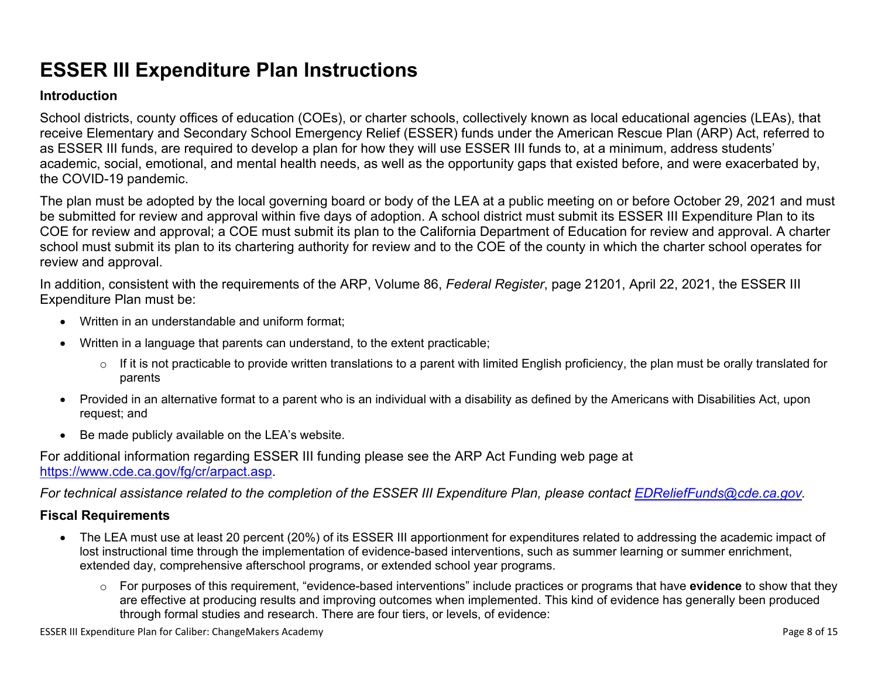# ESSER III Expenditure Plan Instructions

### Introduction

School districts, county offices of education (COEs), or charter schools, collectively known as local educational agencies (LEAs), that receive Elementary and Secondary School Emergency Relief (ESSER) funds under the American Rescue Plan (ARP) Act, referred to as ESSER III funds, are required to develop a plan for how they will use ESSER III funds to, at a minimum, address students' academic, social, emotional, and mental health needs, as well as the opportunity gaps that existed before, and were exacerbated by, the COVID-19 pandemic.

The plan must be adopted by the local governing board or body of the LEA at a public meeting on or before October 29, 2021 and must be submitted for review and approval within five days of adoption. A school district must submit its ESSER III Expenditure Plan to its COE for review and approval; a COE must submit its plan to the California Department of Education for review and approval. A charter school must submit its plan to its chartering authority for review and to the COE of the county in which the charter school operates for review and approval.

In addition, consistent with the requirements of the ARP, Volume 86, *Federal Register*, page 21201, April 22, 2021, the ESSER III Expenditure Plan must be:

- Written in an understandable and uniform format;
- Written in a language that parents can understand, to the extent practicable;
  - If it is not practicable to provide written translations to a parent with limited English proficiency, the plan must be orally translated for parents
- Provided in an alternative format to a parent who is an individual with a disability as defined by the Americans with Disabilities Act, upon request; and
- Be made publicly available on the LEA's website.

For additional information regarding ESSER III funding please see the ARP Act Funding web page at https://www.cde.ca.gov/fg/cr/arpact.asp.

*For technical assistance related to the completion of the ESSER III Expenditure Plan, please contact EDReliefFunds@cde.ca.gov.*

### Fiscal Requirements

- The LEA must use at least 20 percent (20%) of its ESSER III apportionment for expenditures related to addressing the academic impact of lost instructional time through the implementation of evidence-based interventions, such as summer learning or summer enrichment, extended day, comprehensive afterschool programs, or extended school year programs.
  - For purposes of this requirement, "evidence-based interventions" include practices or programs that have **evidence** to show that they are effective at producing results and improving outcomes when implemented. This kind of evidence has generally been produced through formal studies and research. There are four tiers, or levels, of evidence: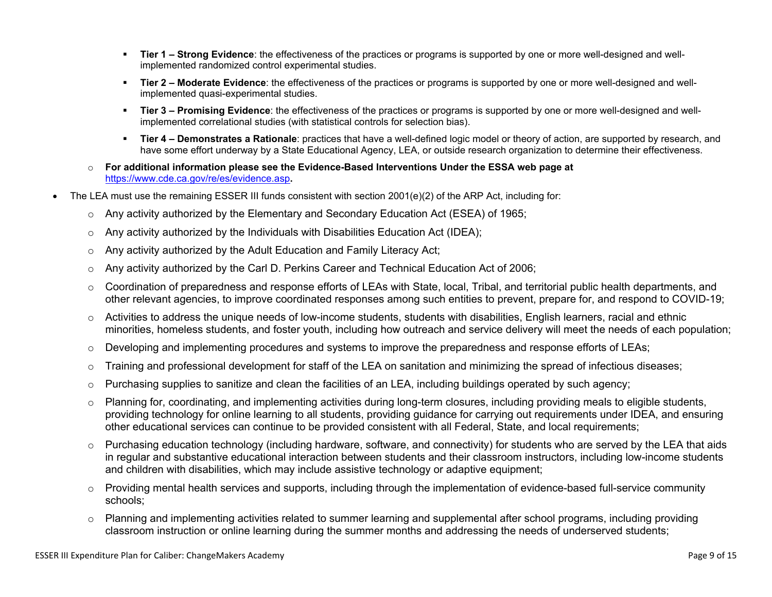- **Tier 1 – Strong Evidence**: the effectiveness of the practices or programs is supported by one or more well-designed and well-implemented randomized control experimental studies.
        - **Tier 2 – Moderate Evidence**: the effectiveness of the practices or programs is supported by one or more well-designed and well-implemented quasi-experimental studies.
        - **Tier 3 – Promising Evidence**: the effectiveness of the practices or programs is supported by one or more well-designed and well-implemented correlational studies (with statistical controls for selection bias).
        - **Tier 4 – Demonstrates a Rationale**: practices that have a well-defined logic model or theory of action, are supported by research, and have some effort underway by a State Educational Agency, LEA, or outside research organization to determine their effectiveness.
    - **For additional information please see the Evidence-Based Interventions Under the ESSA web page at** https://www.cde.ca.gov/re/es/evidence.asp**.**
- The LEA must use the remaining ESSER III funds consistent with section 2001(e)(2) of the ARP Act, including for:
    - Any activity authorized by the Elementary and Secondary Education Act (ESEA) of 1965;
    - Any activity authorized by the Individuals with Disabilities Education Act (IDEA);
    - Any activity authorized by the Adult Education and Family Literacy Act;
    - Any activity authorized by the Carl D. Perkins Career and Technical Education Act of 2006;
    - Coordination of preparedness and response efforts of LEAs with State, local, Tribal, and territorial public health departments, and other relevant agencies, to improve coordinated responses among such entities to prevent, prepare for, and respond to COVID-19;
    - Activities to address the unique needs of low-income students, students with disabilities, English learners, racial and ethnic minorities, homeless students, and foster youth, including how outreach and service delivery will meet the needs of each population;
    - Developing and implementing procedures and systems to improve the preparedness and response efforts of LEAs;
    - Training and professional development for staff of the LEA on sanitation and minimizing the spread of infectious diseases;
    - Purchasing supplies to sanitize and clean the facilities of an LEA, including buildings operated by such agency;
    - Planning for, coordinating, and implementing activities during long-term closures, including providing meals to eligible students, providing technology for online learning to all students, providing guidance for carrying out requirements under IDEA, and ensuring other educational services can continue to be provided consistent with all Federal, State, and local requirements;
    - Purchasing education technology (including hardware, software, and connectivity) for students who are served by the LEA that aids in regular and substantive educational interaction between students and their classroom instructors, including low-income students and children with disabilities, which may include assistive technology or adaptive equipment;
    - Providing mental health services and supports, including through the implementation of evidence-based full-service community schools;
    - Planning and implementing activities related to summer learning and supplemental after school programs, including providing classroom instruction or online learning during the summer months and addressing the needs of underserved students;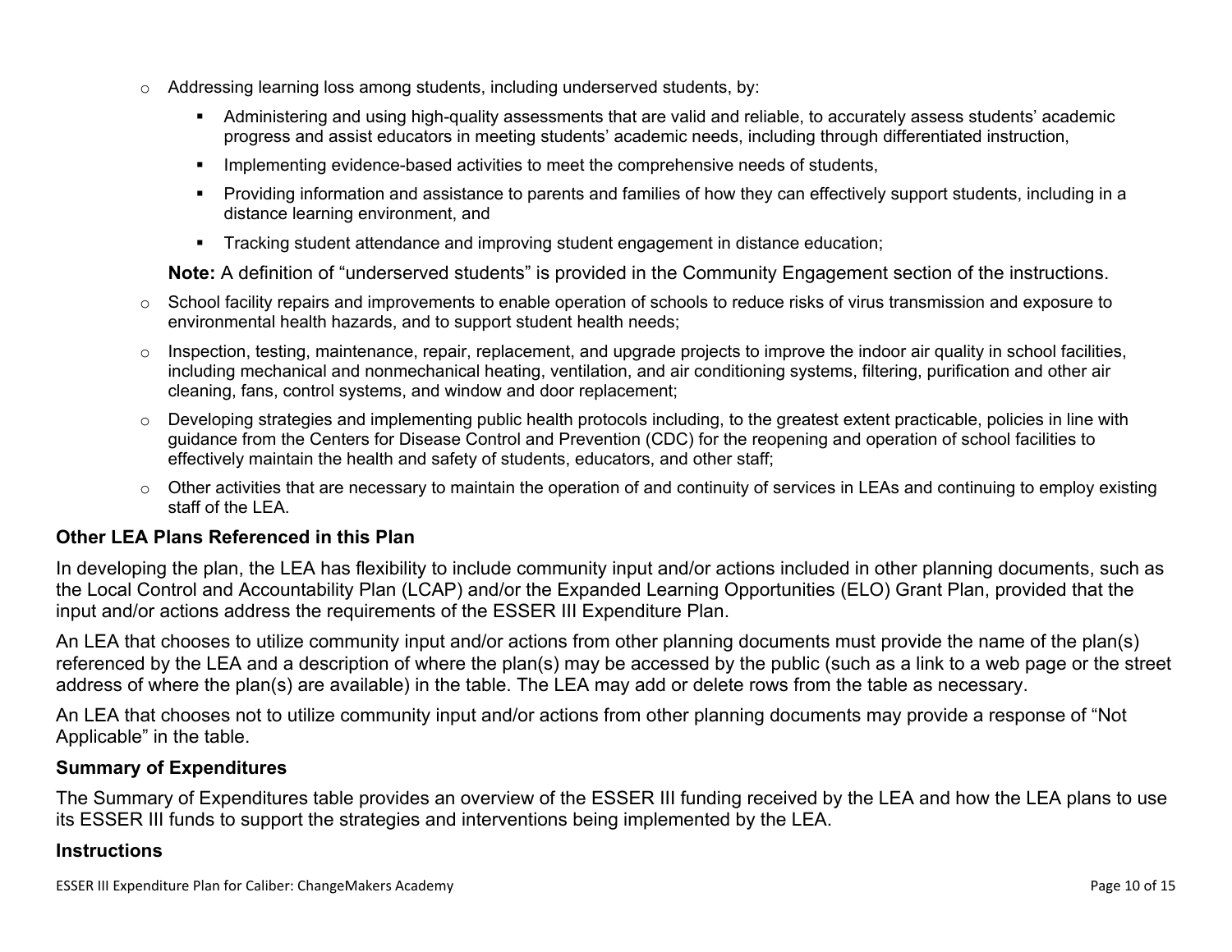- Addressing learning loss among students, including underserved students, by:
  - Administering and using high-quality assessments that are valid and reliable, to accurately assess students' academic progress and assist educators in meeting students' academic needs, including through differentiated instruction,
  - Implementing evidence-based activities to meet the comprehensive needs of students,
  - Providing information and assistance to parents and families of how they can effectively support students, including in a distance learning environment, and
  - Tracking student attendance and improving student engagement in distance education;

  **Note:** A definition of "underserved students" is provided in the Community Engagement section of the instructions.
- School facility repairs and improvements to enable operation of schools to reduce risks of virus transmission and exposure to environmental health hazards, and to support student health needs;
- Inspection, testing, maintenance, repair, replacement, and upgrade projects to improve the indoor air quality in school facilities, including mechanical and nonmechanical heating, ventilation, and air conditioning systems, filtering, purification and other air cleaning, fans, control systems, and window and door replacement;
- Developing strategies and implementing public health protocols including, to the greatest extent practicable, policies in line with guidance from the Centers for Disease Control and Prevention (CDC) for the reopening and operation of school facilities to effectively maintain the health and safety of students, educators, and other staff;
- Other activities that are necessary to maintain the operation of and continuity of services in LEAs and continuing to employ existing staff of the LEA.

### Other LEA Plans Referenced in this Plan

In developing the plan, the LEA has flexibility to include community input and/or actions included in other planning documents, such as the Local Control and Accountability Plan (LCAP) and/or the Expanded Learning Opportunities (ELO) Grant Plan, provided that the input and/or actions address the requirements of the ESSER III Expenditure Plan.

An LEA that chooses to utilize community input and/or actions from other planning documents must provide the name of the plan(s) referenced by the LEA and a description of where the plan(s) may be accessed by the public (such as a link to a web page or the street address of where the plan(s) are available) in the table. The LEA may add or delete rows from the table as necessary.

An LEA that chooses not to utilize community input and/or actions from other planning documents may provide a response of "Not Applicable" in the table.

### Summary of Expenditures

The Summary of Expenditures table provides an overview of the ESSER III funding received by the LEA and how the LEA plans to use its ESSER III funds to support the strategies and interventions being implemented by the LEA.

### Instructions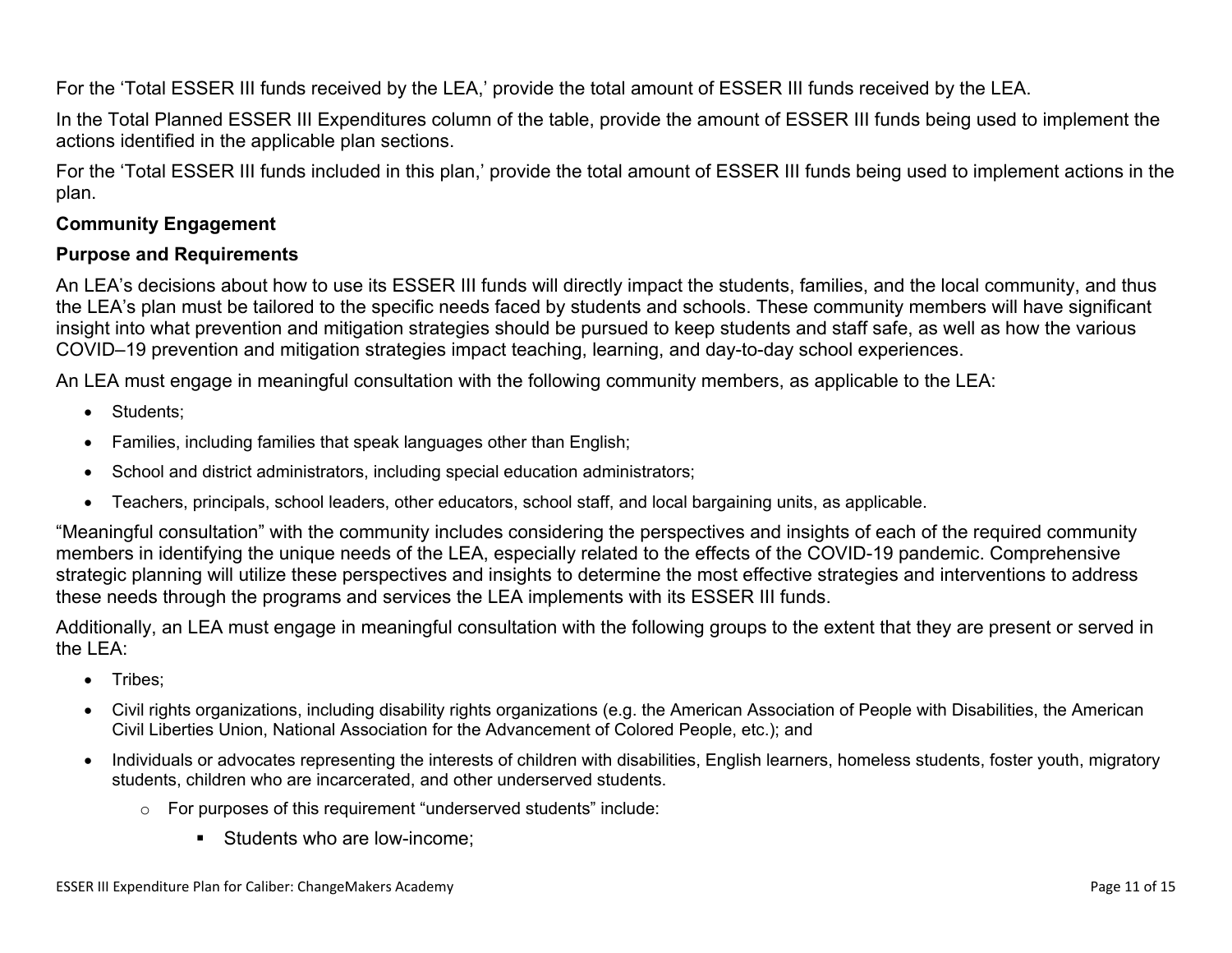For the 'Total ESSER III funds received by the LEA,' provide the total amount of ESSER III funds received by the LEA.

In the Total Planned ESSER III Expenditures column of the table, provide the amount of ESSER III funds being used to implement the actions identified in the applicable plan sections.

For the 'Total ESSER III funds included in this plan,' provide the total amount of ESSER III funds being used to implement actions in the plan.

**Community Engagement**

**Purpose and Requirements**

An LEA's decisions about how to use its ESSER III funds will directly impact the students, families, and the local community, and thus the LEA's plan must be tailored to the specific needs faced by students and schools. These community members will have significant insight into what prevention and mitigation strategies should be pursued to keep students and staff safe, as well as how the various COVID–19 prevention and mitigation strategies impact teaching, learning, and day-to-day school experiences.

An LEA must engage in meaningful consultation with the following community members, as applicable to the LEA:

- Students;
- Families, including families that speak languages other than English;
- School and district administrators, including special education administrators;
- Teachers, principals, school leaders, other educators, school staff, and local bargaining units, as applicable.

"Meaningful consultation" with the community includes considering the perspectives and insights of each of the required community members in identifying the unique needs of the LEA, especially related to the effects of the COVID-19 pandemic. Comprehensive strategic planning will utilize these perspectives and insights to determine the most effective strategies and interventions to address these needs through the programs and services the LEA implements with its ESSER III funds.

Additionally, an LEA must engage in meaningful consultation with the following groups to the extent that they are present or served in the LEA:

- Tribes;
- Civil rights organizations, including disability rights organizations (e.g. the American Association of People with Disabilities, the American Civil Liberties Union, National Association for the Advancement of Colored People, etc.); and
- Individuals or advocates representing the interests of children with disabilities, English learners, homeless students, foster youth, migratory students, children who are incarcerated, and other underserved students.
  - For purposes of this requirement "underserved students" include:
    - Students who are low-income;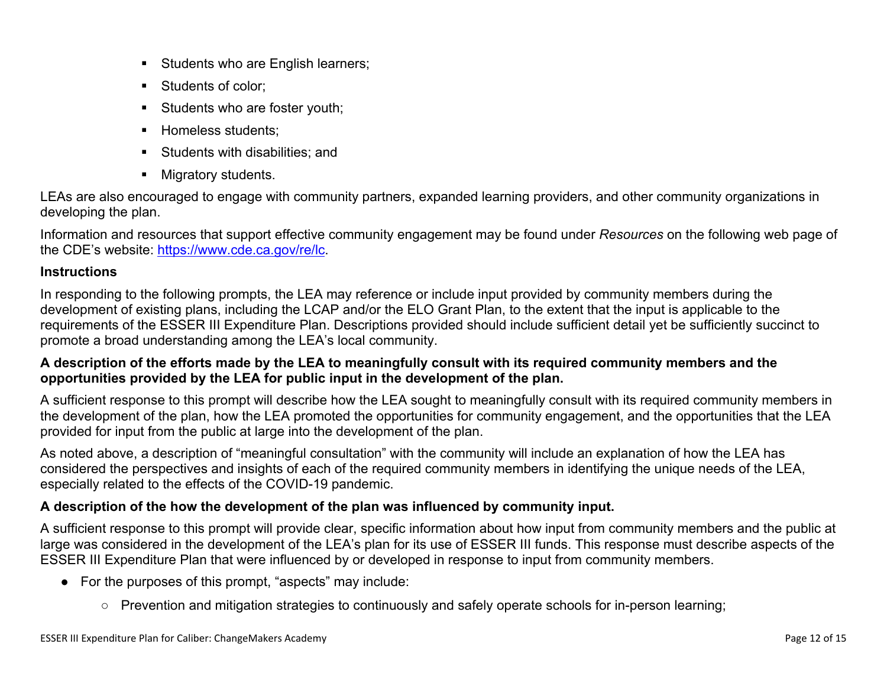- Students who are English learners;
- Students of color;
- Students who are foster youth;
- Homeless students;
- Students with disabilities; and
- Migratory students.

LEAs are also encouraged to engage with community partners, expanded learning providers, and other community organizations in developing the plan.

Information and resources that support effective community engagement may be found under *Resources* on the following web page of the CDE's website: [https://www.cde.ca.gov/re/lc](https://www.cde.ca.gov/re/lc).

### Instructions

In responding to the following prompts, the LEA may reference or include input provided by community members during the development of existing plans, including the LCAP and/or the ELO Grant Plan, to the extent that the input is applicable to the requirements of the ESSER III Expenditure Plan. Descriptions provided should include sufficient detail yet be sufficiently succinct to promote a broad understanding among the LEA's local community.

**A description of the efforts made by the LEA to meaningfully consult with its required community members and the opportunities provided by the LEA for public input in the development of the plan.**

A sufficient response to this prompt will describe how the LEA sought to meaningfully consult with its required community members in the development of the plan, how the LEA promoted the opportunities for community engagement, and the opportunities that the LEA provided for input from the public at large into the development of the plan.

As noted above, a description of "meaningful consultation" with the community will include an explanation of how the LEA has considered the perspectives and insights of each of the required community members in identifying the unique needs of the LEA, especially related to the effects of the COVID-19 pandemic.

**A description of the how the development of the plan was influenced by community input.**

A sufficient response to this prompt will provide clear, specific information about how input from community members and the public at large was considered in the development of the LEA's plan for its use of ESSER III funds. This response must describe aspects of the ESSER III Expenditure Plan that were influenced by or developed in response to input from community members.

- For the purposes of this prompt, "aspects" may include:
  - Prevention and mitigation strategies to continuously and safely operate schools for in-person learning;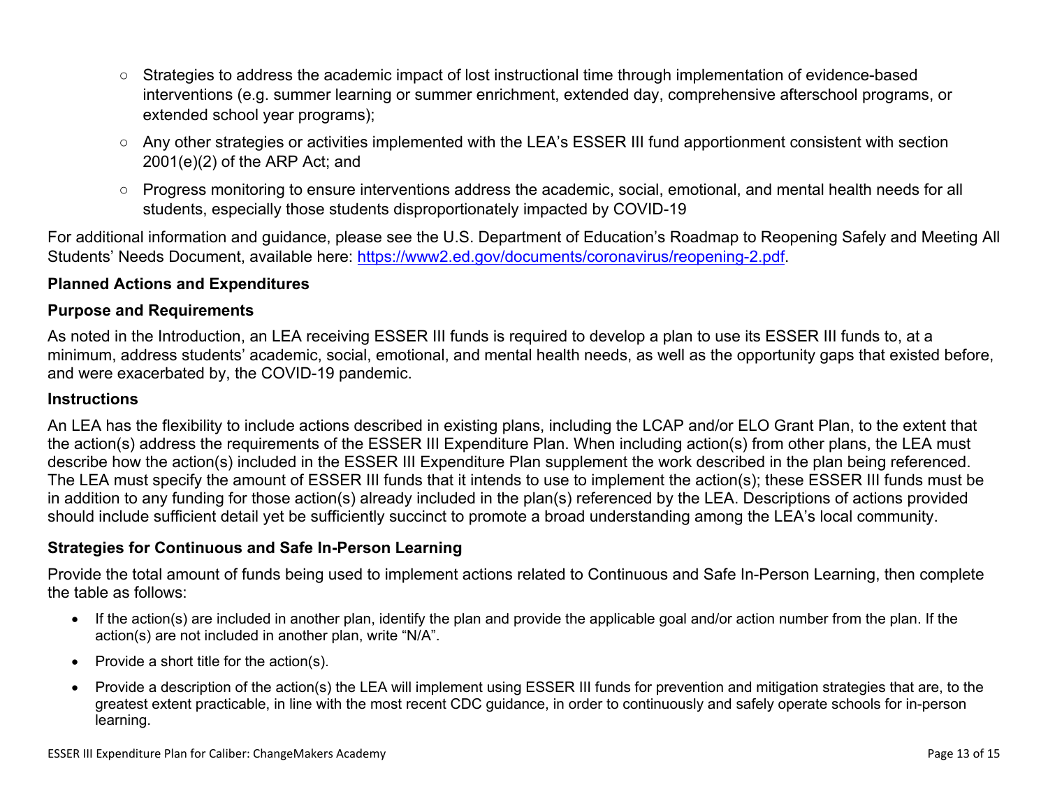- Strategies to address the academic impact of lost instructional time through implementation of evidence-based interventions (e.g. summer learning or summer enrichment, extended day, comprehensive afterschool programs, or extended school year programs);
- Any other strategies or activities implemented with the LEA's ESSER III fund apportionment consistent with section 2001(e)(2) of the ARP Act; and
- Progress monitoring to ensure interventions address the academic, social, emotional, and mental health needs for all students, especially those students disproportionately impacted by COVID-19

For additional information and guidance, please see the U.S. Department of Education's Roadmap to Reopening Safely and Meeting All Students' Needs Document, available here: [https://www2.ed.gov/documents/coronavirus/reopening-2.pdf](https://www2.ed.gov/documents/coronavirus/reopening-2.pdf).

### Planned Actions and Expenditures

#### Purpose and Requirements

As noted in the Introduction, an LEA receiving ESSER III funds is required to develop a plan to use its ESSER III funds to, at a minimum, address students' academic, social, emotional, and mental health needs, as well as the opportunity gaps that existed before, and were exacerbated by, the COVID-19 pandemic.

#### Instructions

An LEA has the flexibility to include actions described in existing plans, including the LCAP and/or ELO Grant Plan, to the extent that the action(s) address the requirements of the ESSER III Expenditure Plan. When including action(s) from other plans, the LEA must describe how the action(s) included in the ESSER III Expenditure Plan supplement the work described in the plan being referenced. The LEA must specify the amount of ESSER III funds that it intends to use to implement the action(s); these ESSER III funds must be in addition to any funding for those action(s) already included in the plan(s) referenced by the LEA. Descriptions of actions provided should include sufficient detail yet be sufficiently succinct to promote a broad understanding among the LEA's local community.

#### Strategies for Continuous and Safe In-Person Learning

Provide the total amount of funds being used to implement actions related to Continuous and Safe In-Person Learning, then complete the table as follows:

- If the action(s) are included in another plan, identify the plan and provide the applicable goal and/or action number from the plan. If the action(s) are not included in another plan, write "N/A".
- Provide a short title for the action(s).
- Provide a description of the action(s) the LEA will implement using ESSER III funds for prevention and mitigation strategies that are, to the greatest extent practicable, in line with the most recent CDC guidance, in order to continuously and safely operate schools for in-person learning.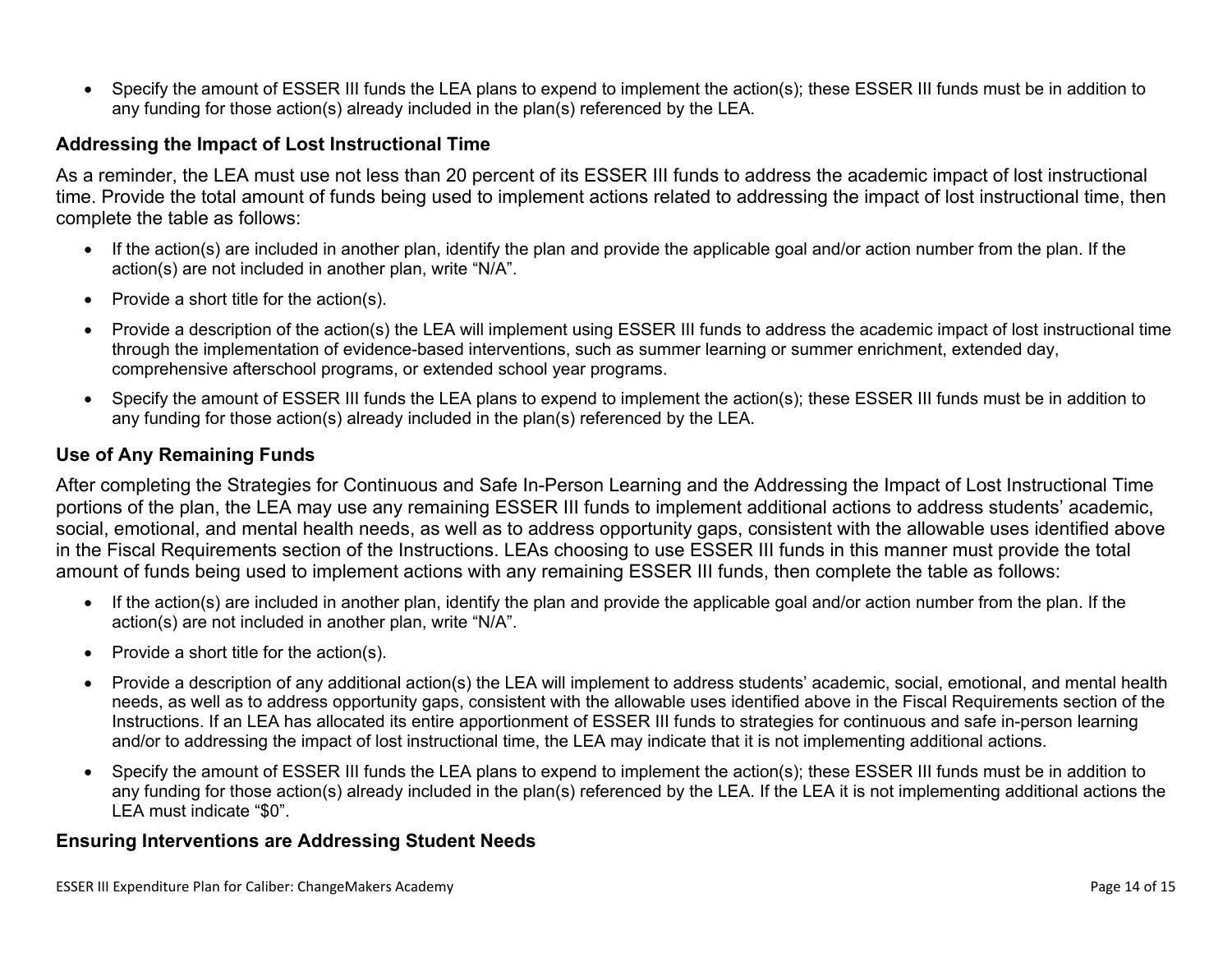- Specify the amount of ESSER III funds the LEA plans to expend to implement the action(s); these ESSER III funds must be in addition to any funding for those action(s) already included in the plan(s) referenced by the LEA.

### Addressing the Impact of Lost Instructional Time

As a reminder, the LEA must use not less than 20 percent of its ESSER III funds to address the academic impact of lost instructional time. Provide the total amount of funds being used to implement actions related to addressing the impact of lost instructional time, then complete the table as follows:

- If the action(s) are included in another plan, identify the plan and provide the applicable goal and/or action number from the plan. If the action(s) are not included in another plan, write "N/A".
- Provide a short title for the action(s).
- Provide a description of the action(s) the LEA will implement using ESSER III funds to address the academic impact of lost instructional time through the implementation of evidence-based interventions, such as summer learning or summer enrichment, extended day, comprehensive afterschool programs, or extended school year programs.
- Specify the amount of ESSER III funds the LEA plans to expend to implement the action(s); these ESSER III funds must be in addition to any funding for those action(s) already included in the plan(s) referenced by the LEA.

### Use of Any Remaining Funds

After completing the Strategies for Continuous and Safe In-Person Learning and the Addressing the Impact of Lost Instructional Time portions of the plan, the LEA may use any remaining ESSER III funds to implement additional actions to address students' academic, social, emotional, and mental health needs, as well as to address opportunity gaps, consistent with the allowable uses identified above in the Fiscal Requirements section of the Instructions. LEAs choosing to use ESSER III funds in this manner must provide the total amount of funds being used to implement actions with any remaining ESSER III funds, then complete the table as follows:

- If the action(s) are included in another plan, identify the plan and provide the applicable goal and/or action number from the plan. If the action(s) are not included in another plan, write "N/A".
- Provide a short title for the action(s).
- Provide a description of any additional action(s) the LEA will implement to address students' academic, social, emotional, and mental health needs, as well as to address opportunity gaps, consistent with the allowable uses identified above in the Fiscal Requirements section of the Instructions. If an LEA has allocated its entire apportionment of ESSER III funds to strategies for continuous and safe in-person learning and/or to addressing the impact of lost instructional time, the LEA may indicate that it is not implementing additional actions.
- Specify the amount of ESSER III funds the LEA plans to expend to implement the action(s); these ESSER III funds must be in addition to any funding for those action(s) already included in the plan(s) referenced by the LEA. If the LEA it is not implementing additional actions the LEA must indicate "$0".

### Ensuring Interventions are Addressing Student Needs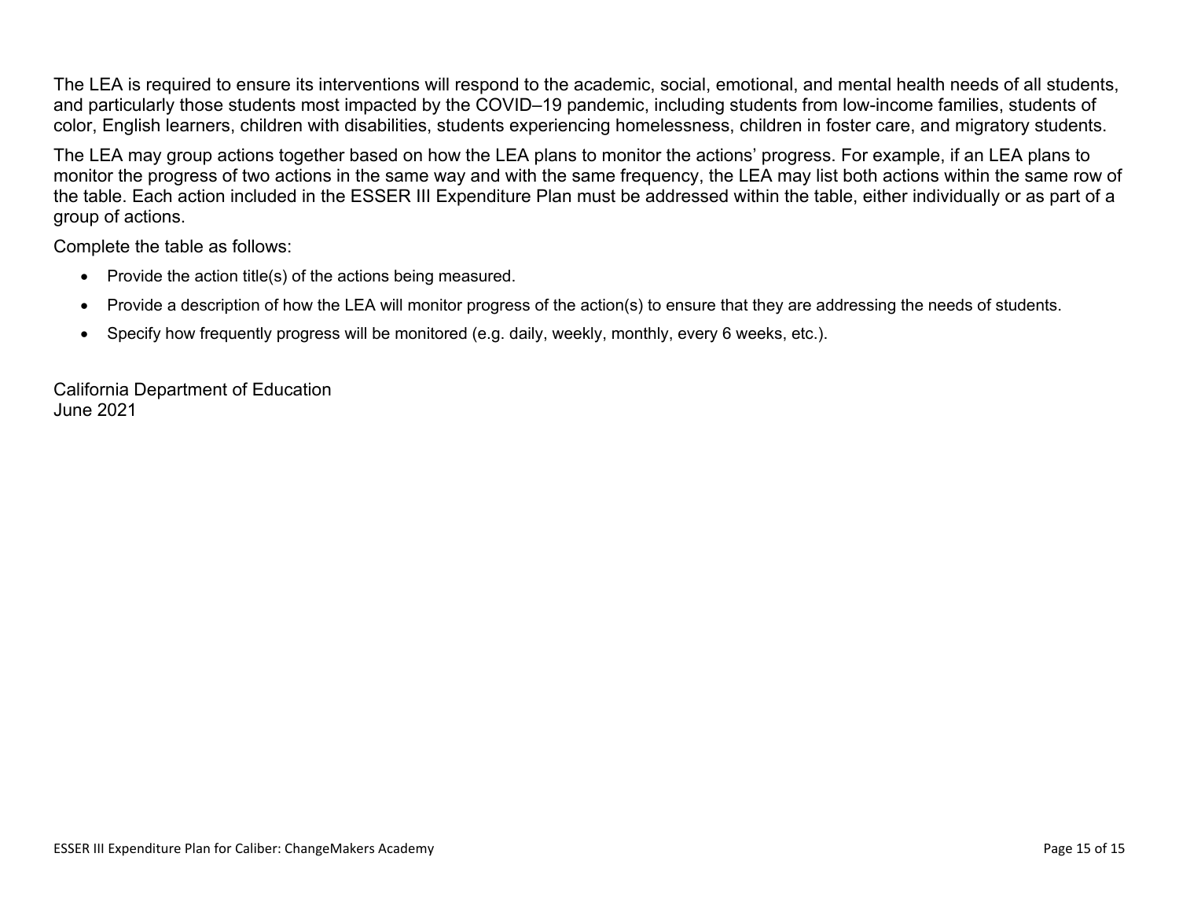The LEA is required to ensure its interventions will respond to the academic, social, emotional, and mental health needs of all students, and particularly those students most impacted by the COVID–19 pandemic, including students from low-income families, students of color, English learners, children with disabilities, students experiencing homelessness, children in foster care, and migratory students.

The LEA may group actions together based on how the LEA plans to monitor the actions' progress. For example, if an LEA plans to monitor the progress of two actions in the same way and with the same frequency, the LEA may list both actions within the same row of the table. Each action included in the ESSER III Expenditure Plan must be addressed within the table, either individually or as part of a group of actions.

Complete the table as follows:

- Provide the action title(s) of the actions being measured.
- Provide a description of how the LEA will monitor progress of the action(s) to ensure that they are addressing the needs of students.
- Specify how frequently progress will be monitored (e.g. daily, weekly, monthly, every 6 weeks, etc.).

California Department of Education
June 2021